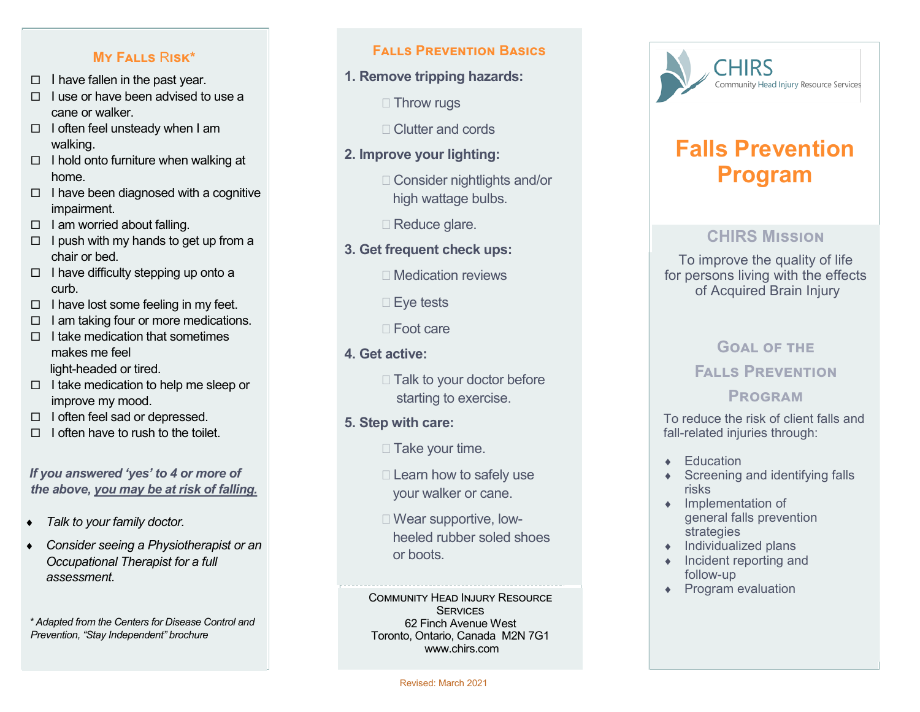## My Falls Risk*

- ☐ I have fallen in the past year.
- ☐ I use or have been advised to use a cane or walker.
- ☐ I often feel unsteady when I am walking.
- ☐ I hold onto furniture when walking at home.
- ☐ I have been diagnosed with a cognitive impairment.
- ☐ I am worried about falling.
- ☐ I push with my hands to get up from a chair or bed.
- ☐ I have difficulty stepping up onto a curb.
- ☐ I have lost some feeling in my feet.
- ☐ I am taking four or more medications.
- ☐ I take medication that sometimes makes me feel light-headed or tired.
- ☐ I take medication to help me sleep or improve my mood.
- ☐ I often feel sad or depressed.
- ☐ I often have to rush to the toilet.

***If you answered 'yes' to 4 or more of the above, you may be at risk of falling.***

- *Talk to your family doctor.*
- *Consider seeing a Physiotherapist or an Occupational Therapist for a full assessment.*

*\* Adapted from the Centers for Disease Control and Prevention, "Stay Independent" brochure*

## Falls Prevention Basics

**1. Remove tripping hazards:**

- ☐ Throw rugs
- ☐ Clutter and cords

**2. Improve your lighting:**

- ☐ Consider nightlights and/or high wattage bulbs.
- ☐ Reduce glare.

**3. Get frequent check ups:**

- ☐ Medication reviews
- ☐ Eye tests
- ☐ Foot care

**4. Get active:**

- ☐ Talk to your doctor before starting to exercise.

**5. Step with care:**

- ☐ Take your time.
- ☐ Learn how to safely use your walker or cane.
- ☐ Wear supportive, low-heeled rubber soled shoes or boots.

Community Head Injury Resource Services
62 Finch Avenue West
Toronto, Ontario, Canada M2N 7G1
www.chirs.com

Revised: March 2021

CHIRS
Community Head Injury Resource Services

# Falls Prevention Program

## CHIRS Mission

To improve the quality of life for persons living with the effects of Acquired Brain Injury

## Goal of the Falls Prevention Program

To reduce the risk of client falls and fall-related injuries through:

- Education
- Screening and identifying falls risks
- Implementation of general falls prevention strategies
- Individualized plans
- Incident reporting and follow-up
- Program evaluation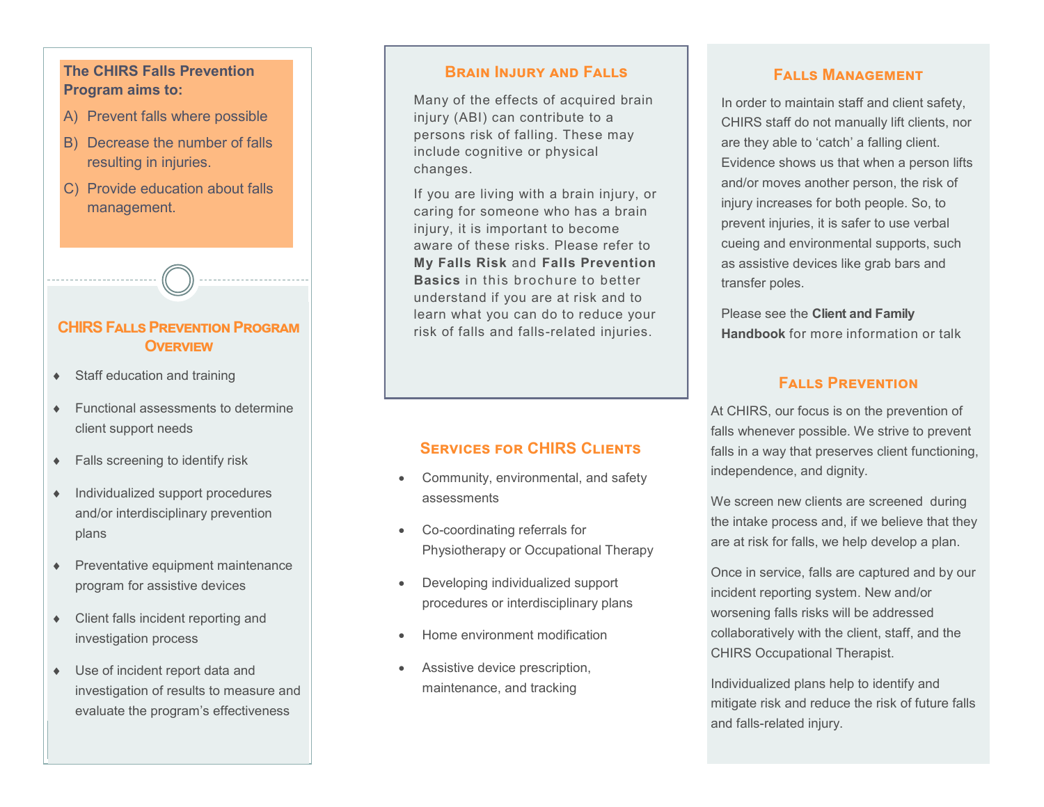**The CHIRS Falls Prevention Program aims to:**

A) Prevent falls where possible

B) Decrease the number of falls resulting in injuries.

C) Provide education about falls management.

## CHIRS Falls Prevention Program Overview

- Staff education and training
- Functional assessments to determine client support needs
- Falls screening to identify risk
- Individualized support procedures and/or interdisciplinary prevention plans
- Preventative equipment maintenance program for assistive devices
- Client falls incident reporting and investigation process
- Use of incident report data and investigation of results to measure and evaluate the program's effectiveness

## Brain Injury and Falls

Many of the effects of acquired brain injury (ABI) can contribute to a persons risk of falling. These may include cognitive or physical changes.

If you are living with a brain injury, or caring for someone who has a brain injury, it is important to become aware of these risks. Please refer to **My Falls Risk** and **Falls Prevention Basics** in this brochure to better understand if you are at risk and to learn what you can do to reduce your risk of falls and falls-related injuries.

## Services for CHIRS Clients

- Community, environmental, and safety assessments
- Co-coordinating referrals for Physiotherapy or Occupational Therapy
- Developing individualized support procedures or interdisciplinary plans
- Home environment modification
- Assistive device prescription, maintenance, and tracking

## Falls Management

In order to maintain staff and client safety, CHIRS staff do not manually lift clients, nor are they able to 'catch' a falling client. Evidence shows us that when a person lifts and/or moves another person, the risk of injury increases for both people. So, to prevent injuries, it is safer to use verbal cueing and environmental supports, such as assistive devices like grab bars and transfer poles.

Please see the **Client and Family Handbook** for more information or talk

## Falls Prevention

At CHIRS, our focus is on the prevention of falls whenever possible. We strive to prevent falls in a way that preserves client functioning, independence, and dignity.

We screen new clients are screened during the intake process and, if we believe that they are at risk for falls, we help develop a plan.

Once in service, falls are captured and by our incident reporting system. New and/or worsening falls risks will be addressed collaboratively with the client, staff, and the CHIRS Occupational Therapist.

Individualized plans help to identify and mitigate risk and reduce the risk of future falls and falls-related injury.